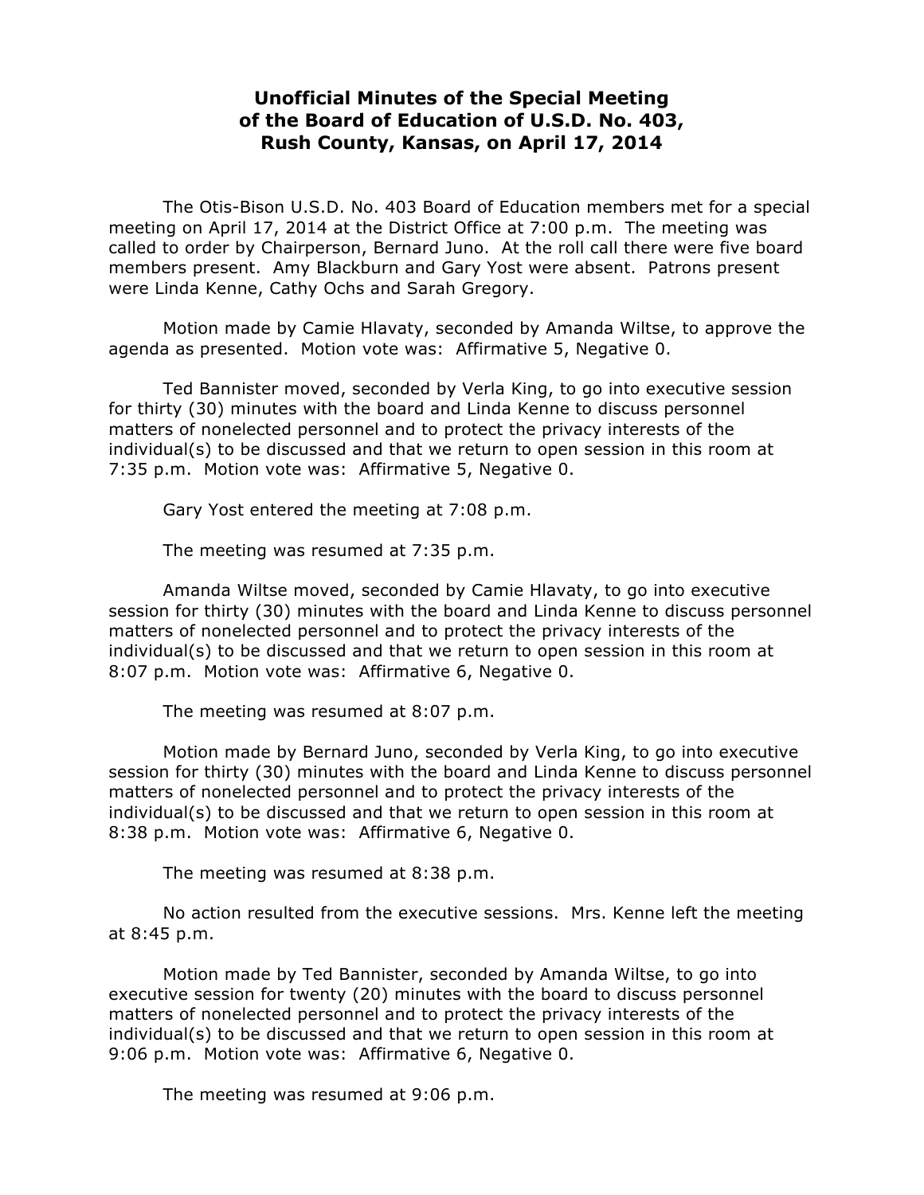# Unofficial Minutes of the Special Meeting of the Board of Education of U.S.D. No. 403, Rush County, Kansas, on April 17, 2014

The Otis-Bison U.S.D. No. 403 Board of Education members met for a special meeting on April 17, 2014 at the District Office at 7:00 p.m. The meeting was called to order by Chairperson, Bernard Juno. At the roll call there were five board members present. Amy Blackburn and Gary Yost were absent. Patrons present were Linda Kenne, Cathy Ochs and Sarah Gregory.

Motion made by Camie Hlavaty, seconded by Amanda Wiltse, to approve the agenda as presented. Motion vote was: Affirmative 5, Negative 0.

Ted Bannister moved, seconded by Verla King, to go into executive session for thirty (30) minutes with the board and Linda Kenne to discuss personnel matters of nonelected personnel and to protect the privacy interests of the individual(s) to be discussed and that we return to open session in this room at 7:35 p.m. Motion vote was: Affirmative 5, Negative 0.

Gary Yost entered the meeting at 7:08 p.m.

The meeting was resumed at 7:35 p.m.

Amanda Wiltse moved, seconded by Camie Hlavaty, to go into executive session for thirty (30) minutes with the board and Linda Kenne to discuss personnel matters of nonelected personnel and to protect the privacy interests of the individual(s) to be discussed and that we return to open session in this room at 8:07 p.m. Motion vote was: Affirmative 6, Negative 0.

The meeting was resumed at 8:07 p.m.

Motion made by Bernard Juno, seconded by Verla King, to go into executive session for thirty (30) minutes with the board and Linda Kenne to discuss personnel matters of nonelected personnel and to protect the privacy interests of the individual(s) to be discussed and that we return to open session in this room at 8:38 p.m. Motion vote was: Affirmative 6, Negative 0.

The meeting was resumed at 8:38 p.m.

No action resulted from the executive sessions. Mrs. Kenne left the meeting at 8:45 p.m.

Motion made by Ted Bannister, seconded by Amanda Wiltse, to go into executive session for twenty (20) minutes with the board to discuss personnel matters of nonelected personnel and to protect the privacy interests of the individual(s) to be discussed and that we return to open session in this room at 9:06 p.m. Motion vote was: Affirmative 6, Negative 0.

The meeting was resumed at 9:06 p.m.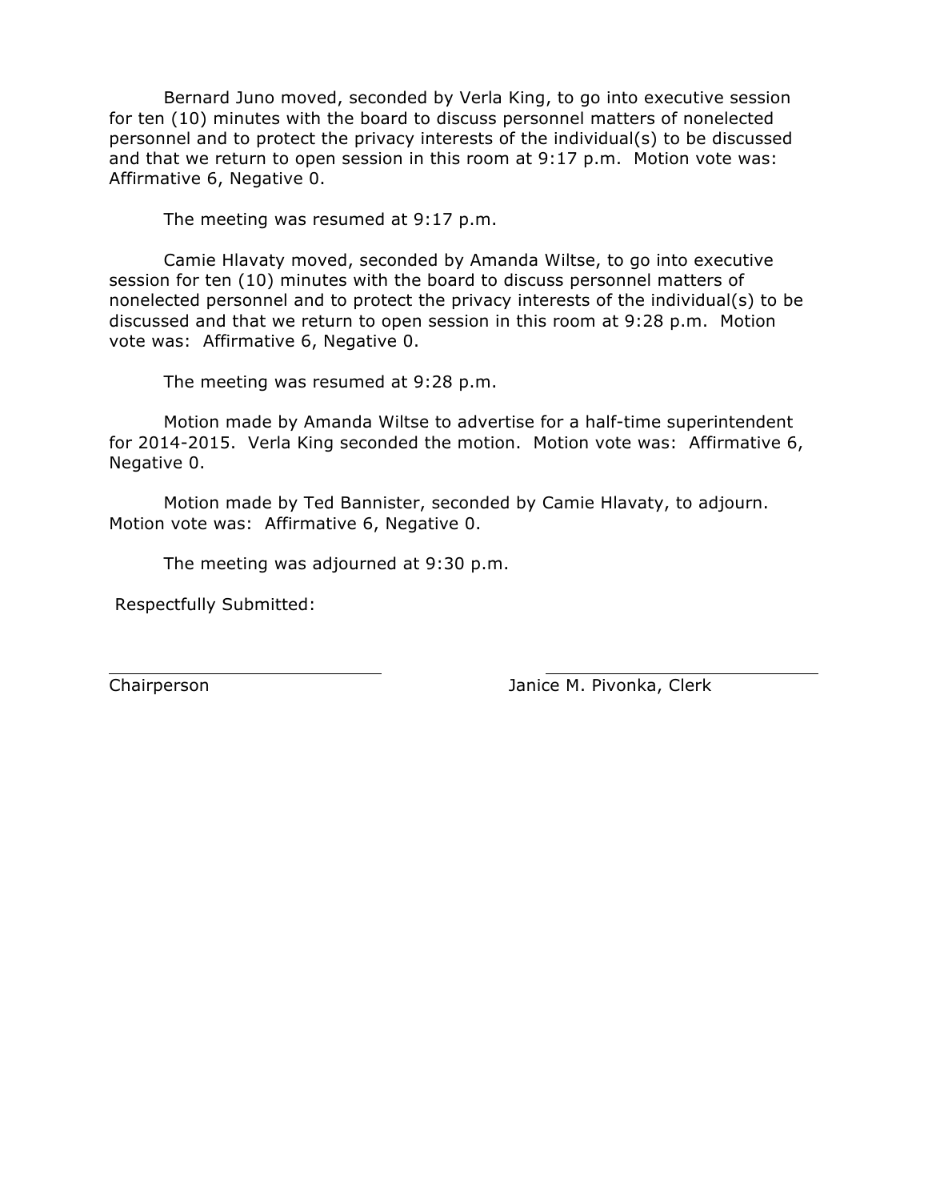Bernard Juno moved, seconded by Verla King, to go into executive session for ten (10) minutes with the board to discuss personnel matters of nonelected personnel and to protect the privacy interests of the individual(s) to be discussed and that we return to open session in this room at 9:17 p.m. Motion vote was: Affirmative 6, Negative 0.

The meeting was resumed at 9:17 p.m.

Camie Hlavaty moved, seconded by Amanda Wiltse, to go into executive session for ten (10) minutes with the board to discuss personnel matters of nonelected personnel and to protect the privacy interests of the individual(s) to be discussed and that we return to open session in this room at 9:28 p.m. Motion vote was: Affirmative 6, Negative 0.

The meeting was resumed at 9:28 p.m.

Motion made by Amanda Wiltse to advertise for a half-time superintendent for 2014-2015. Verla King seconded the motion. Motion vote was: Affirmative 6, Negative 0.

Motion made by Ted Bannister, seconded by Camie Hlavaty, to adjourn. Motion vote was: Affirmative 6, Negative 0.

The meeting was adjourned at 9:30 p.m.

Respectfully Submitted:

\_\_\_\_\_\_\_\_\_\_\_\_\_\_\_\_\_\_\_\_\_\_\_\_\_\_\_\_ \_\_\_\_\_\_\_\_\_\_\_\_\_\_\_\_\_\_\_\_\_\_\_\_\_\_\_\_

Chairperson Janice M. Pivonka, Clerk